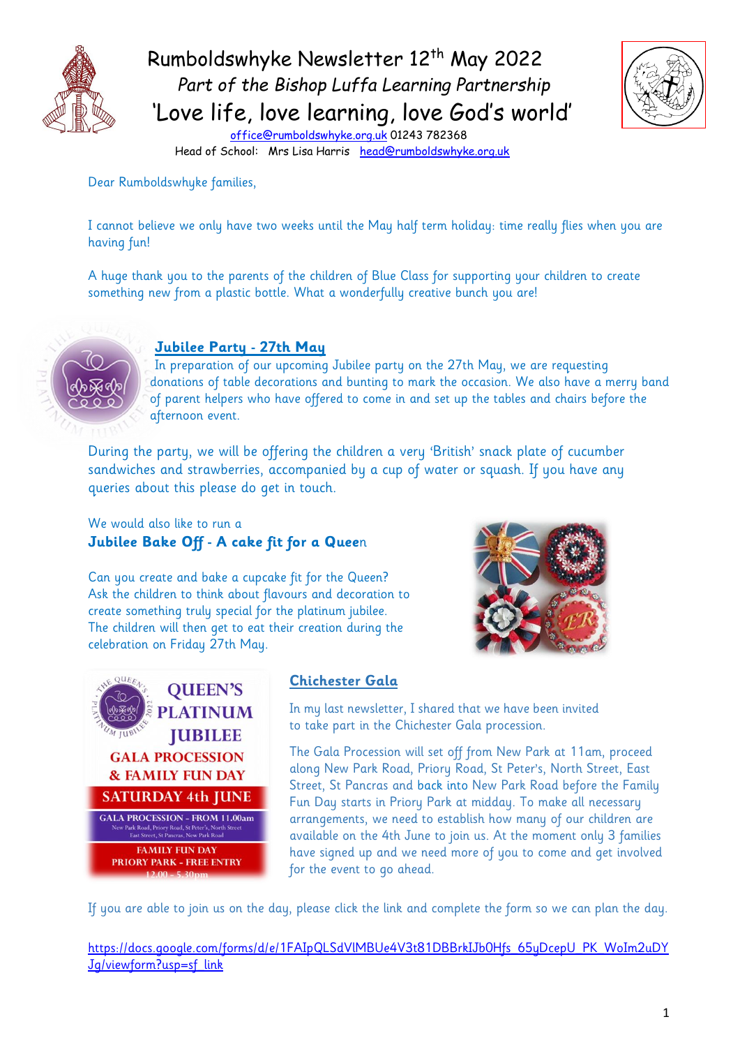# Rumboldswhyke Newsletter 12th May 2022

*Part of the Bishop Luffa Learning Partnership*

## 'Love life, love learning, love God's world'

office@rumboldswhyke.org.uk 01243 782368

Head of School: Mrs Lisa Harris head@rumboldswhyke.org.uk

Dear Rumboldswhyke families,

I cannot believe we only have two weeks until the May half term holiday: time really flies when you are having fun!

A huge thank you to the parents of the children of Blue Class for supporting your children to create something new from a plastic bottle. What a wonderfully creative bunch you are!

### Jubilee Party - 27th May

In preparation of our upcoming Jubilee party on the 27th May, we are requesting donations of table decorations and bunting to mark the occasion. We also have a merry band of parent helpers who have offered to come in and set up the tables and chairs before the afternoon event.

During the party, we will be offering the children a very 'British' snack plate of cucumber sandwiches and strawberries, accompanied by a cup of water or squash. If you have any queries about this please do get in touch.

We would also like to run a

**Jubilee Bake Off - A cake fit for a Queen**

Can you create and bake a cupcake fit for the Queen? Ask the children to think about flavours and decoration to create something truly special for the platinum jubilee. The children will then get to eat their creation during the celebration on Friday 27th May.

QUEEN'S PLATINUM JUBILEE
GALA PROCESSION & FAMILY FUN DAY
SATURDAY 4th JUNE
GALA PROCESSION - FROM 11.00am
New Park Road, Priory Road, St Peter's, North Street, East Street, St Pancras, New Park Road
FAMILY FUN DAY
PRIORY PARK - FREE ENTRY
12.00 - 5.30pm

### Chichester Gala

In my last newsletter, I shared that we have been invited to take part in the Chichester Gala procession.

The Gala Procession will set off from New Park at 11am, proceed along New Park Road, Priory Road, St Peter's, North Street, East Street, St Pancras and back into New Park Road before the Family Fun Day starts in Priory Park at midday. To make all necessary arrangements, we need to establish how many of our children are available on the 4th June to join us. At the moment only 3 families have signed up and we need more of you to come and get involved for the event to go ahead.

If you are able to join us on the day, please click the link and complete the form so we can plan the day.

https://docs.google.com/forms/d/e/1FAIpQLSdVlMBUe4V3t81DBBrkIJb0Hfs_65yDcepU_PK_WoIm2uDYJg/viewform?usp=sf_link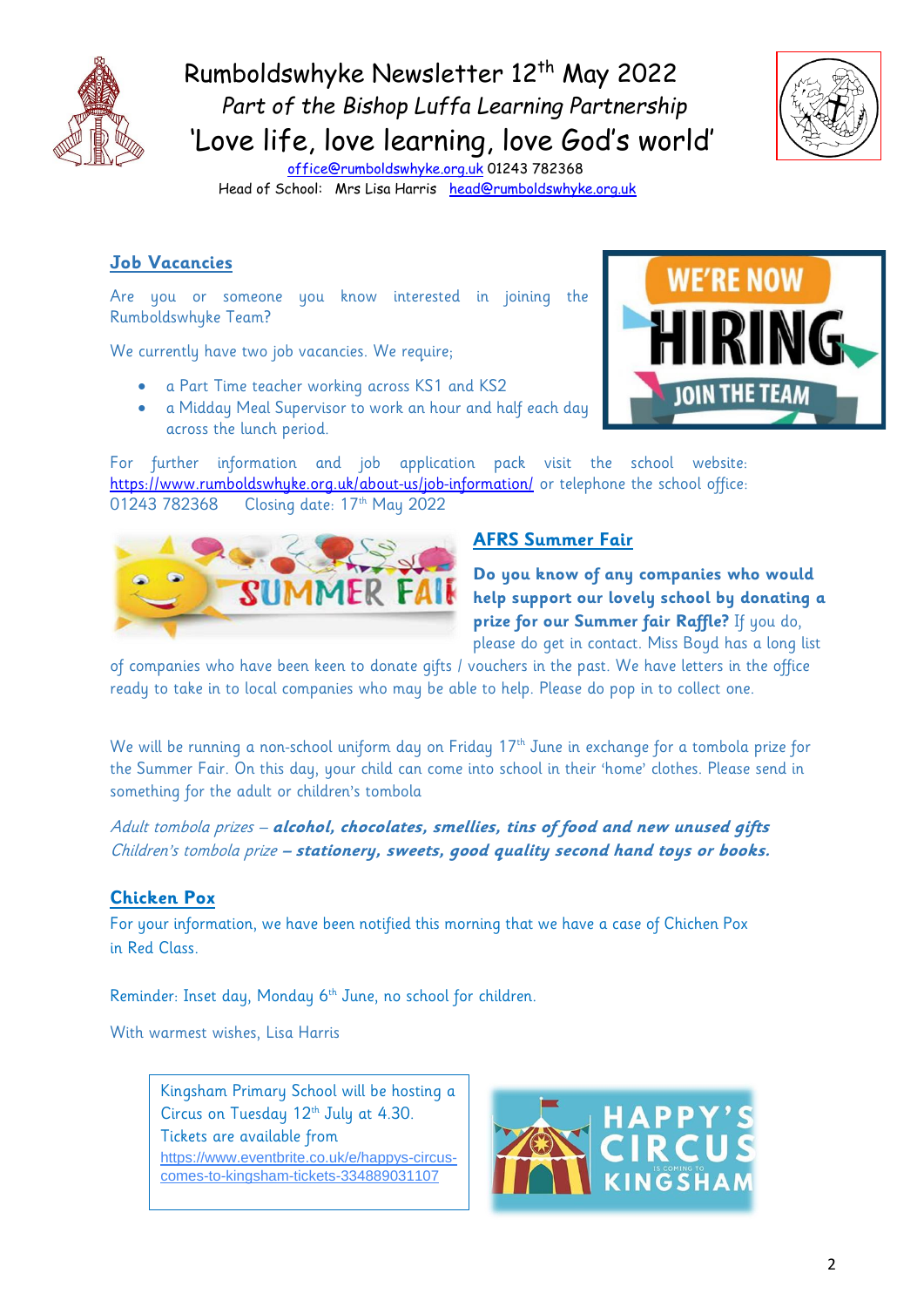# Rumboldswhyke Newsletter 12th May 2022

*Part of the Bishop Luffa Learning Partnership*

'Love life, love learning, love God's world'

office@rumboldswhyke.org.uk 01243 782368

Head of School: Mrs Lisa Harris head@rumboldswhyke.org.uk

## Job Vacancies

Are you or someone you know interested in joining the Rumboldswhyke Team?

We currently have two job vacancies. We require;

- a Part Time teacher working across KS1 and KS2
- a Midday Meal Supervisor to work an hour and half each day across the lunch period.

For further information and job application pack visit the school website: https://www.rumboldswhyke.org.uk/about-us/job-information/ or telephone the school office: 01243 782368 Closing date: 17th May 2022

## AFRS Summer Fair

**Do you know of any companies who would help support our lovely school by donating a prize for our Summer fair Raffle?** If you do, please do get in contact. Miss Boyd has a long list of companies who have been keen to donate gifts / vouchers in the past. We have letters in the office ready to take in to local companies who may be able to help. Please do pop in to collect one.

We will be running a non-school uniform day on Friday 17th June in exchange for a tombola prize for the Summer Fair. On this day, your child can come into school in their 'home' clothes. Please send in something for the adult or children's tombola

*Adult tombola prizes* – ***alcohol, chocolates, smellies, tins of food and new unused gifts***
*Children's tombola prize* – ***stationery, sweets, good quality second hand toys or books.***

## Chicken Pox

For your information, we have been notified this morning that we have a case of Chichen Pox in Red Class.

Reminder: Inset day, Monday 6th June, no school for children.

With warmest wishes, Lisa Harris

Kingsham Primary School will be hosting a Circus on Tuesday 12th July at 4.30. Tickets are available from https://www.eventbrite.co.uk/e/happys-circus-comes-to-kingsham-tickets-334889031107